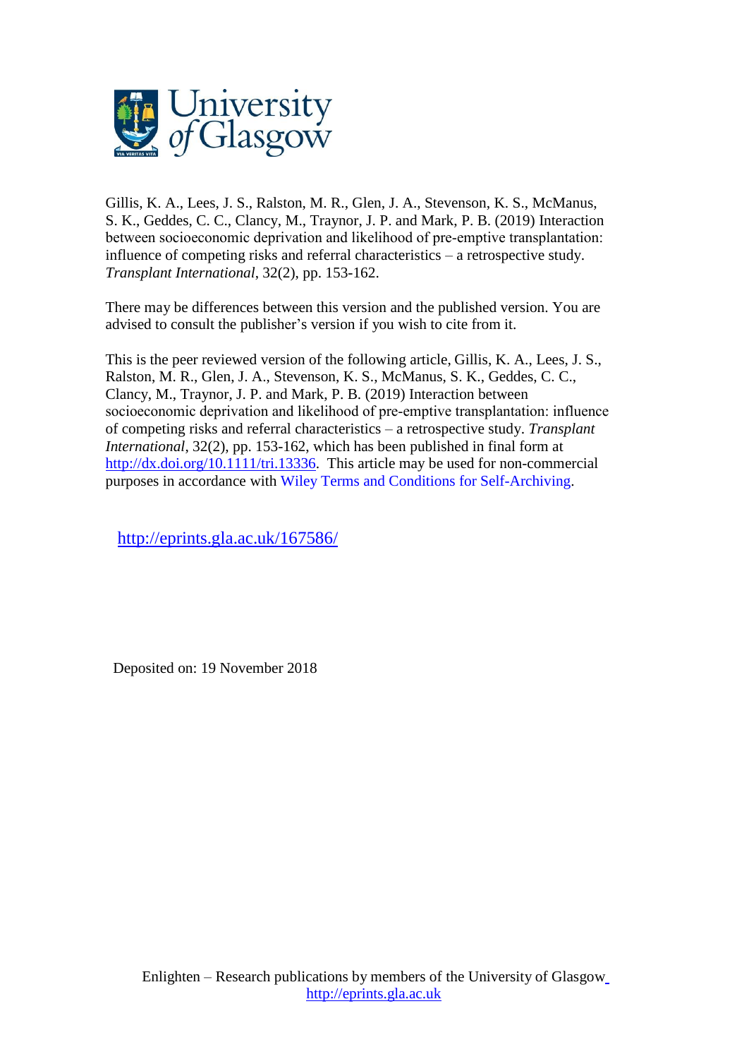University of Glasgow

Gillis, K. A., Lees, J. S., Ralston, M. R., Glen, J. A., Stevenson, K. S., McManus, S. K., Geddes, C. C., Clancy, M., Traynor, J. P. and Mark, P. B. (2019) Interaction between socioeconomic deprivation and likelihood of pre-emptive transplantation: influence of competing risks and referral characteristics – a retrospective study. *Transplant International*, 32(2), pp. 153-162.

There may be differences between this version and the published version. You are advised to consult the publisher's version if you wish to cite from it.

This is the peer reviewed version of the following article, Gillis, K. A., Lees, J. S., Ralston, M. R., Glen, J. A., Stevenson, K. S., McManus, S. K., Geddes, C. C., Clancy, M., Traynor, J. P. and Mark, P. B. (2019) Interaction between socioeconomic deprivation and likelihood of pre-emptive transplantation: influence of competing risks and referral characteristics – a retrospective study. *Transplant International*, 32(2), pp. 153-162, which has been published in final form at http://dx.doi.org/10.1111/tri.13336. This article may be used for non-commercial purposes in accordance with Wiley Terms and Conditions for Self-Archiving.

http://eprints.gla.ac.uk/167586/

Deposited on: 19 November 2018

Enlighten – Research publications by members of the University of Glasgow
http://eprints.gla.ac.uk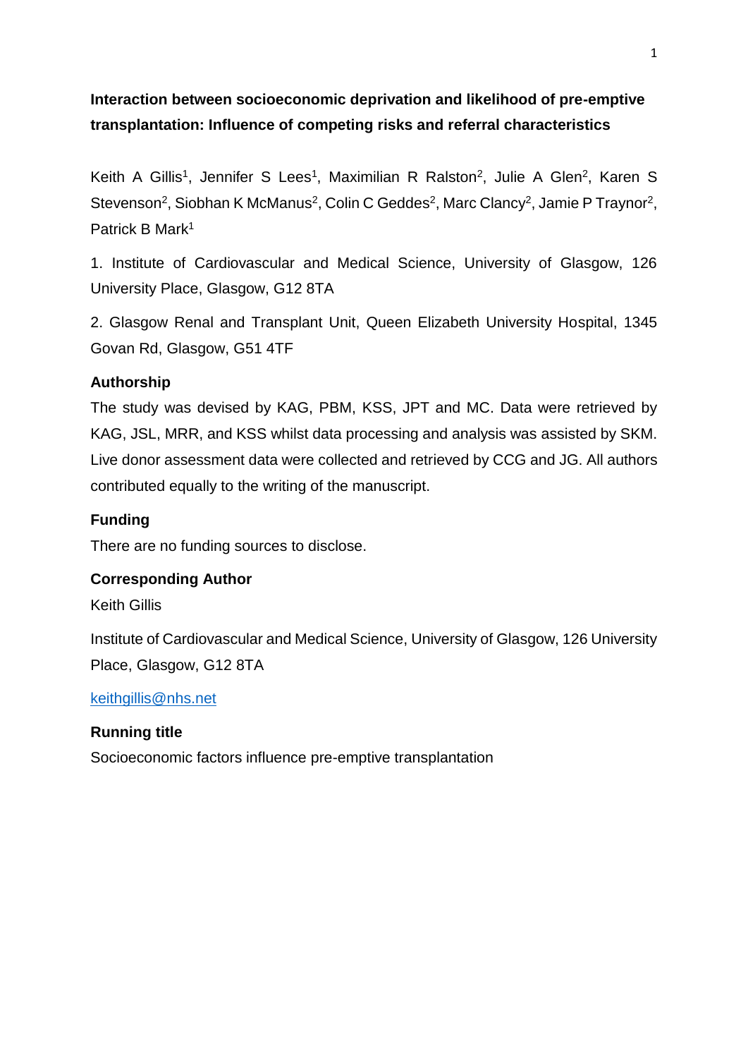**Interaction between socioeconomic deprivation and likelihood of pre-emptive transplantation: Influence of competing risks and referral characteristics**

Keith A Gillis[1], Jennifer S Lees[1], Maximilian R Ralston[2], Julie A Glen[2], Karen S Stevenson[2], Siobhan K McManus[2], Colin C Geddes[2], Marc Clancy[2], Jamie P Traynor[2], Patrick B Mark[1]

1. Institute of Cardiovascular and Medical Science, University of Glasgow, 126 University Place, Glasgow, G12 8TA

2. Glasgow Renal and Transplant Unit, Queen Elizabeth University Hospital, 1345 Govan Rd, Glasgow, G51 4TF

**Authorship**

The study was devised by KAG, PBM, KSS, JPT and MC. Data were retrieved by KAG, JSL, MRR, and KSS whilst data processing and analysis was assisted by SKM. Live donor assessment data were collected and retrieved by CCG and JG. All authors contributed equally to the writing of the manuscript.

**Funding**

There are no funding sources to disclose.

**Corresponding Author**

Keith Gillis

Institute of Cardiovascular and Medical Science, University of Glasgow, 126 University Place, Glasgow, G12 8TA

keithgillis@nhs.net

**Running title**

Socioeconomic factors influence pre-emptive transplantation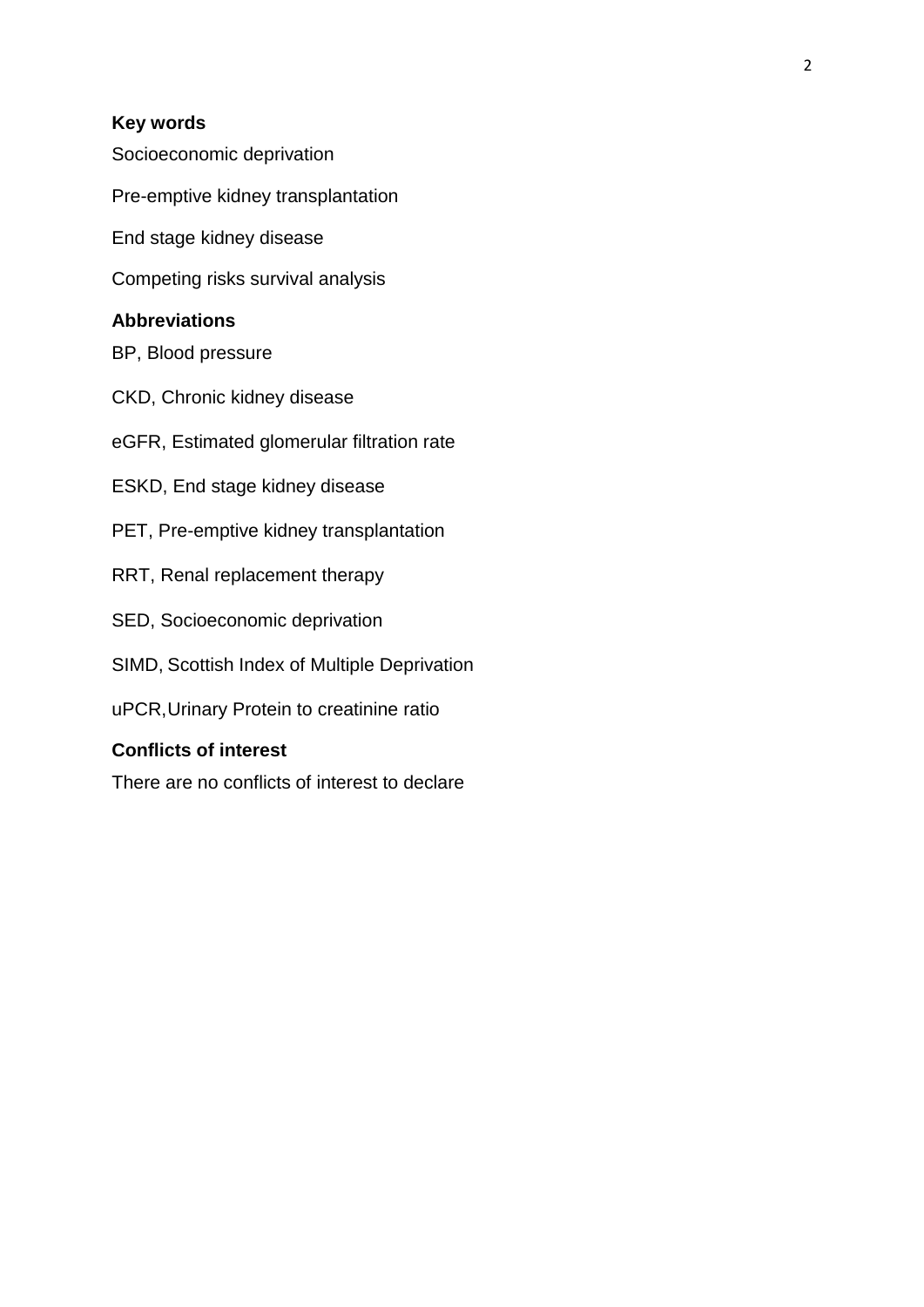**Key words**

Socioeconomic deprivation

Pre-emptive kidney transplantation

End stage kidney disease

Competing risks survival analysis

**Abbreviations**

BP, Blood pressure

CKD, Chronic kidney disease

eGFR, Estimated glomerular filtration rate

ESKD, End stage kidney disease

PET, Pre-emptive kidney transplantation

RRT, Renal replacement therapy

SED, Socioeconomic deprivation

SIMD, Scottish Index of Multiple Deprivation

uPCR, Urinary Protein to creatinine ratio

**Conflicts of interest**

There are no conflicts of interest to declare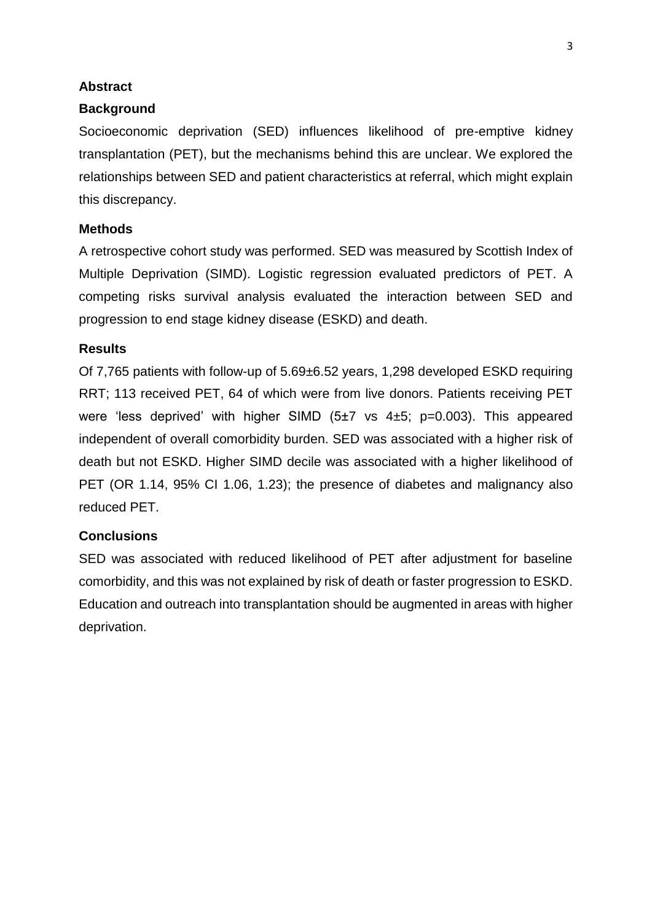## Abstract

### Background

Socioeconomic deprivation (SED) influences likelihood of pre-emptive kidney transplantation (PET), but the mechanisms behind this are unclear. We explored the relationships between SED and patient characteristics at referral, which might explain this discrepancy.

### Methods

A retrospective cohort study was performed. SED was measured by Scottish Index of Multiple Deprivation (SIMD). Logistic regression evaluated predictors of PET. A competing risks survival analysis evaluated the interaction between SED and progression to end stage kidney disease (ESKD) and death.

### Results

Of 7,765 patients with follow-up of 5.69±6.52 years, 1,298 developed ESKD requiring RRT; 113 received PET, 64 of which were from live donors. Patients receiving PET were 'less deprived' with higher SIMD (5±7 vs 4±5; p=0.003). This appeared independent of overall comorbidity burden. SED was associated with a higher risk of death but not ESKD. Higher SIMD decile was associated with a higher likelihood of PET (OR 1.14, 95% CI 1.06, 1.23); the presence of diabetes and malignancy also reduced PET.

### Conclusions

SED was associated with reduced likelihood of PET after adjustment for baseline comorbidity, and this was not explained by risk of death or faster progression to ESKD. Education and outreach into transplantation should be augmented in areas with higher deprivation.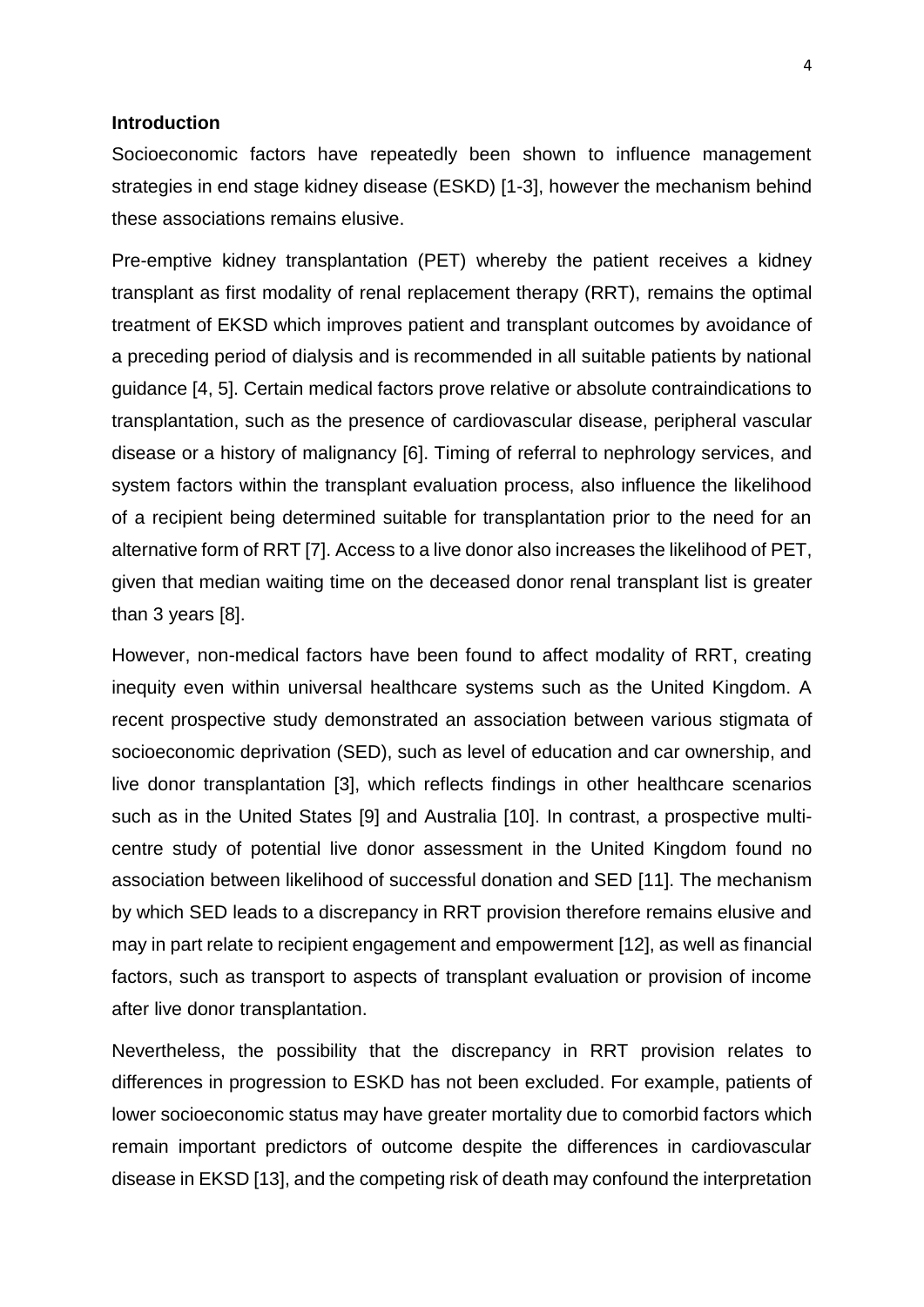**Introduction**

Socioeconomic factors have repeatedly been shown to influence management strategies in end stage kidney disease (ESKD) [1-3], however the mechanism behind these associations remains elusive.

Pre-emptive kidney transplantation (PET) whereby the patient receives a kidney transplant as first modality of renal replacement therapy (RRT), remains the optimal treatment of EKSD which improves patient and transplant outcomes by avoidance of a preceding period of dialysis and is recommended in all suitable patients by national guidance [4, 5]. Certain medical factors prove relative or absolute contraindications to transplantation, such as the presence of cardiovascular disease, peripheral vascular disease or a history of malignancy [6]. Timing of referral to nephrology services, and system factors within the transplant evaluation process, also influence the likelihood of a recipient being determined suitable for transplantation prior to the need for an alternative form of RRT [7]. Access to a live donor also increases the likelihood of PET, given that median waiting time on the deceased donor renal transplant list is greater than 3 years [8].

However, non-medical factors have been found to affect modality of RRT, creating inequity even within universal healthcare systems such as the United Kingdom. A recent prospective study demonstrated an association between various stigmata of socioeconomic deprivation (SED), such as level of education and car ownership, and live donor transplantation [3], which reflects findings in other healthcare scenarios such as in the United States [9] and Australia [10]. In contrast, a prospective multi-centre study of potential live donor assessment in the United Kingdom found no association between likelihood of successful donation and SED [11]. The mechanism by which SED leads to a discrepancy in RRT provision therefore remains elusive and may in part relate to recipient engagement and empowerment [12], as well as financial factors, such as transport to aspects of transplant evaluation or provision of income after live donor transplantation.

Nevertheless, the possibility that the discrepancy in RRT provision relates to differences in progression to ESKD has not been excluded. For example, patients of lower socioeconomic status may have greater mortality due to comorbid factors which remain important predictors of outcome despite the differences in cardiovascular disease in EKSD [13], and the competing risk of death may confound the interpretation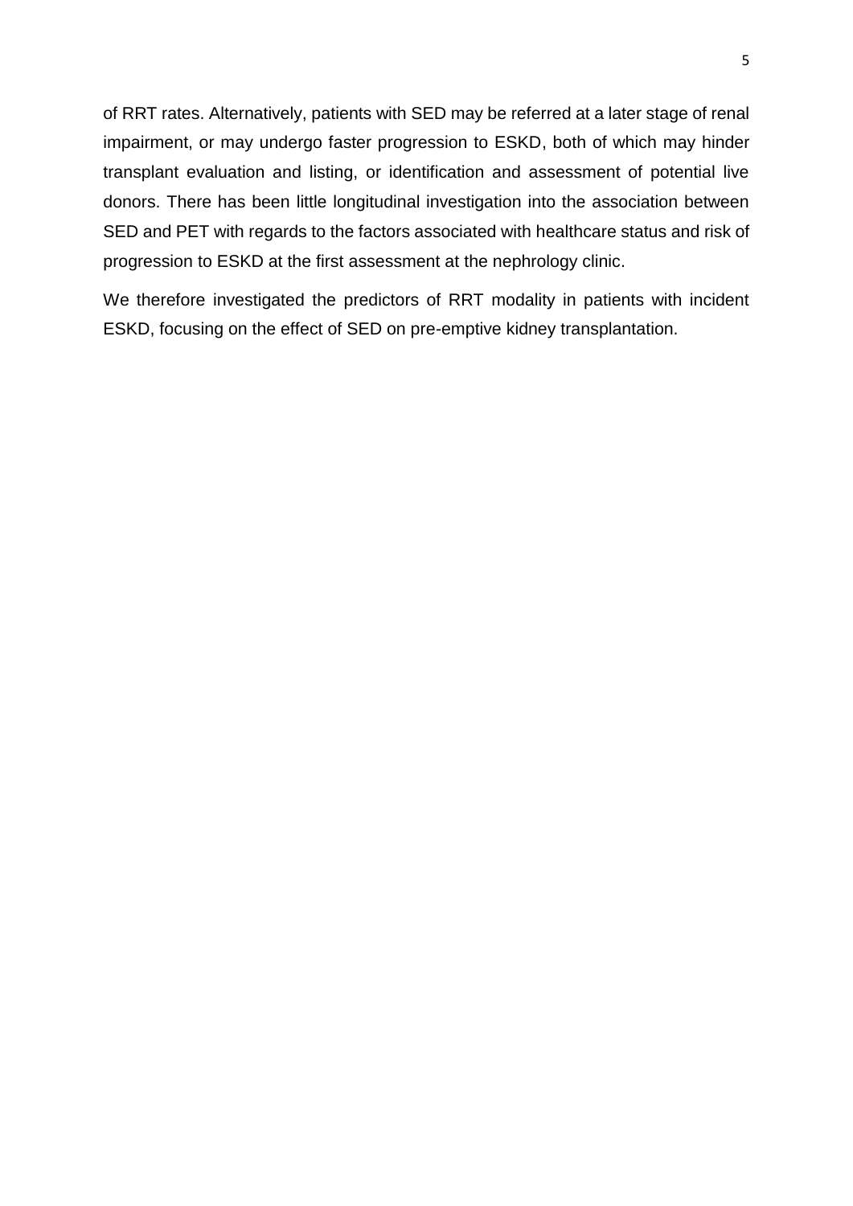of RRT rates. Alternatively, patients with SED may be referred at a later stage of renal impairment, or may undergo faster progression to ESKD, both of which may hinder transplant evaluation and listing, or identification and assessment of potential live donors. There has been little longitudinal investigation into the association between SED and PET with regards to the factors associated with healthcare status and risk of progression to ESKD at the first assessment at the nephrology clinic.

We therefore investigated the predictors of RRT modality in patients with incident ESKD, focusing on the effect of SED on pre-emptive kidney transplantation.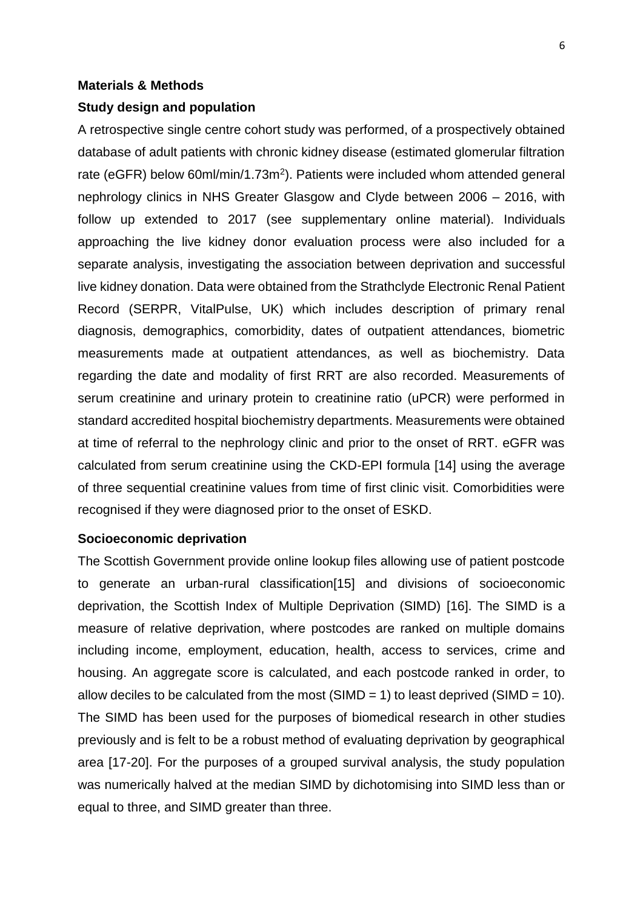## Materials & Methods

### Study design and population

A retrospective single centre cohort study was performed, of a prospectively obtained database of adult patients with chronic kidney disease (estimated glomerular filtration rate (eGFR) below 60ml/min/1.73m$^2$). Patients were included whom attended general nephrology clinics in NHS Greater Glasgow and Clyde between 2006 – 2016, with follow up extended to 2017 (see supplementary online material). Individuals approaching the live kidney donor evaluation process were also included for a separate analysis, investigating the association between deprivation and successful live kidney donation. Data were obtained from the Strathclyde Electronic Renal Patient Record (SERPR, VitalPulse, UK) which includes description of primary renal diagnosis, demographics, comorbidity, dates of outpatient attendances, biometric measurements made at outpatient attendances, as well as biochemistry. Data regarding the date and modality of first RRT are also recorded. Measurements of serum creatinine and urinary protein to creatinine ratio (uPCR) were performed in standard accredited hospital biochemistry departments. Measurements were obtained at time of referral to the nephrology clinic and prior to the onset of RRT. eGFR was calculated from serum creatinine using the CKD-EPI formula [14] using the average of three sequential creatinine values from time of first clinic visit. Comorbidities were recognised if they were diagnosed prior to the onset of ESKD.

### Socioeconomic deprivation

The Scottish Government provide online lookup files allowing use of patient postcode to generate an urban-rural classification[15] and divisions of socioeconomic deprivation, the Scottish Index of Multiple Deprivation (SIMD) [16]. The SIMD is a measure of relative deprivation, where postcodes are ranked on multiple domains including income, employment, education, health, access to services, crime and housing. An aggregate score is calculated, and each postcode ranked in order, to allow deciles to be calculated from the most (SIMD = 1) to least deprived (SIMD = 10). The SIMD has been used for the purposes of biomedical research in other studies previously and is felt to be a robust method of evaluating deprivation by geographical area [17-20]. For the purposes of a grouped survival analysis, the study population was numerically halved at the median SIMD by dichotomising into SIMD less than or equal to three, and SIMD greater than three.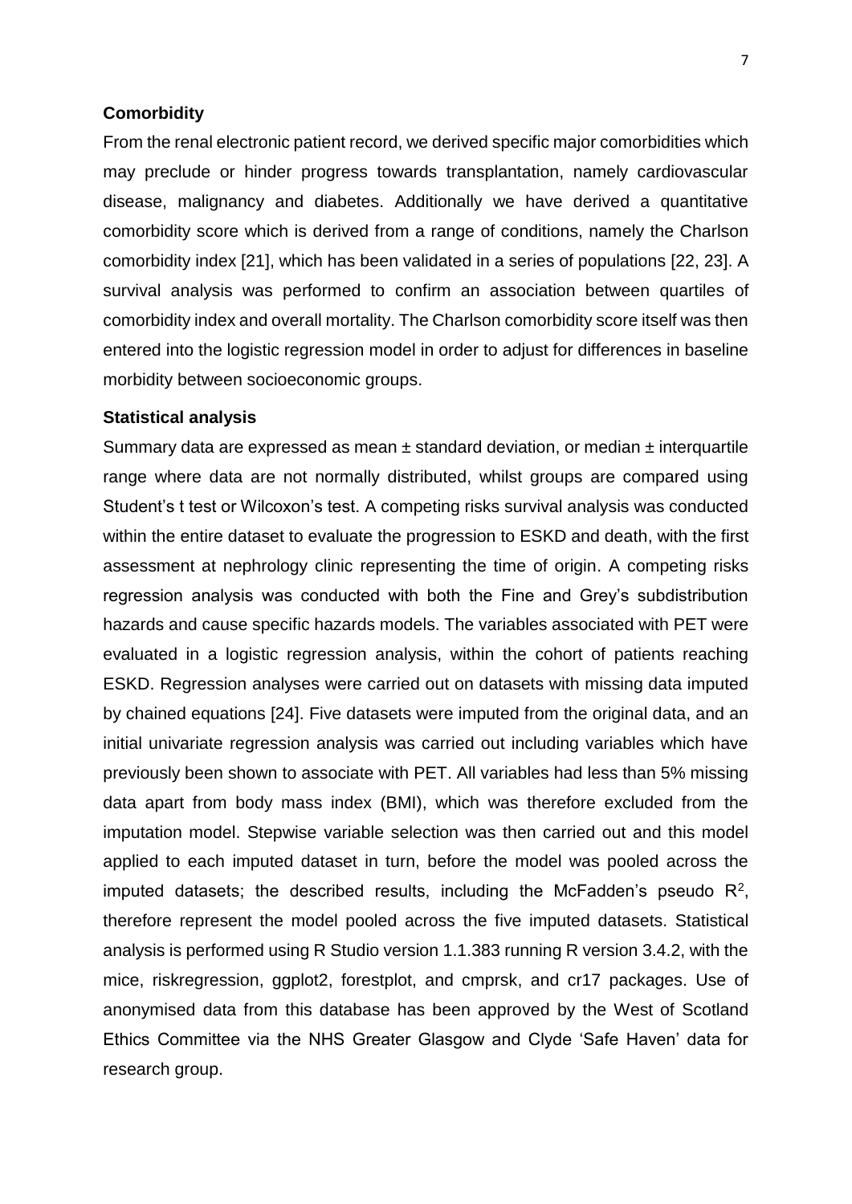### Comorbidity

From the renal electronic patient record, we derived specific major comorbidities which may preclude or hinder progress towards transplantation, namely cardiovascular disease, malignancy and diabetes. Additionally we have derived a quantitative comorbidity score which is derived from a range of conditions, namely the Charlson comorbidity index [21], which has been validated in a series of populations [22, 23]. A survival analysis was performed to confirm an association between quartiles of comorbidity index and overall mortality. The Charlson comorbidity score itself was then entered into the logistic regression model in order to adjust for differences in baseline morbidity between socioeconomic groups.

### Statistical analysis

Summary data are expressed as mean ± standard deviation, or median ± interquartile range where data are not normally distributed, whilst groups are compared using Student's t test or Wilcoxon's test. A competing risks survival analysis was conducted within the entire dataset to evaluate the progression to ESKD and death, with the first assessment at nephrology clinic representing the time of origin. A competing risks regression analysis was conducted with both the Fine and Grey's subdistribution hazards and cause specific hazards models. The variables associated with PET were evaluated in a logistic regression analysis, within the cohort of patients reaching ESKD. Regression analyses were carried out on datasets with missing data imputed by chained equations [24]. Five datasets were imputed from the original data, and an initial univariate regression analysis was carried out including variables which have previously been shown to associate with PET. All variables had less than 5% missing data apart from body mass index (BMI), which was therefore excluded from the imputation model. Stepwise variable selection was then carried out and this model applied to each imputed dataset in turn, before the model was pooled across the imputed datasets; the described results, including the McFadden's pseudo $R^2$, therefore represent the model pooled across the five imputed datasets. Statistical analysis is performed using R Studio version 1.1.383 running R version 3.4.2, with the mice, riskregression, ggplot2, forestplot, and cmprsk, and cr17 packages. Use of anonymised data from this database has been approved by the West of Scotland Ethics Committee via the NHS Greater Glasgow and Clyde 'Safe Haven' data for research group.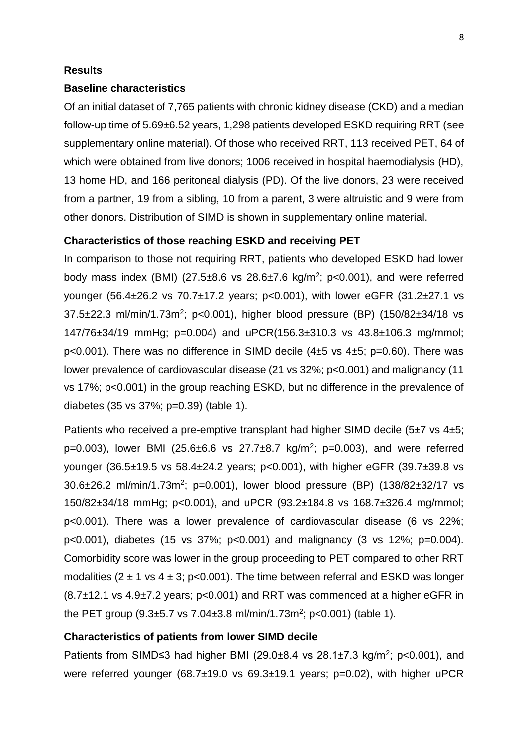## Results

### Baseline characteristics

Of an initial dataset of 7,765 patients with chronic kidney disease (CKD) and a median follow-up time of 5.69±6.52 years, 1,298 patients developed ESKD requiring RRT (see supplementary online material). Of those who received RRT, 113 received PET, 64 of which were obtained from live donors; 1006 received in hospital haemodialysis (HD), 13 home HD, and 166 peritoneal dialysis (PD). Of the live donors, 23 were received from a partner, 19 from a sibling, 10 from a parent, 3 were altruistic and 9 were from other donors. Distribution of SIMD is shown in supplementary online material.

### Characteristics of those reaching ESKD and receiving PET

In comparison to those not requiring RRT, patients who developed ESKD had lower body mass index (BMI) (27.5±8.6 vs 28.6±7.6 kg/m$^2$; p<0.001), and were referred younger (56.4±26.2 vs 70.7±17.2 years; p<0.001), with lower eGFR (31.2±27.1 vs 37.5±22.3 ml/min/1.73m$^2$; p<0.001), higher blood pressure (BP) (150/82±34/18 vs 147/76±34/19 mmHg; p=0.004) and uPCR(156.3±310.3 vs 43.8±106.3 mg/mmol; p<0.001). There was no difference in SIMD decile (4±5 vs 4±5; p=0.60). There was lower prevalence of cardiovascular disease (21 vs 32%; p<0.001) and malignancy (11 vs 17%; p<0.001) in the group reaching ESKD, but no difference in the prevalence of diabetes (35 vs 37%; p=0.39) (table 1).

Patients who received a pre-emptive transplant had higher SIMD decile (5±7 vs 4±5; p=0.003), lower BMI (25.6±6.6 vs 27.7±8.7 kg/m$^2$; p=0.003), and were referred younger (36.5±19.5 vs 58.4±24.2 years; p<0.001), with higher eGFR (39.7±39.8 vs 30.6±26.2 ml/min/1.73m$^2$; p=0.001), lower blood pressure (BP) (138/82±32/17 vs 150/82±34/18 mmHg; p<0.001), and uPCR (93.2±184.8 vs 168.7±326.4 mg/mmol; p<0.001). There was a lower prevalence of cardiovascular disease (6 vs 22%; p<0.001), diabetes (15 vs 37%; p<0.001) and malignancy (3 vs 12%; p=0.004). Comorbidity score was lower in the group proceeding to PET compared to other RRT modalities (2 ± 1 vs 4 ± 3; p<0.001). The time between referral and ESKD was longer (8.7±12.1 vs 4.9±7.2 years; p<0.001) and RRT was commenced at a higher eGFR in the PET group (9.3±5.7 vs 7.04±3.8 ml/min/1.73m$^2$; p<0.001) (table 1).

### Characteristics of patients from lower SIMD decile

Patients from SIMD≤3 had higher BMI (29.0±8.4 vs 28.1±7.3 kg/m$^2$; p<0.001), and were referred younger (68.7±19.0 vs 69.3±19.1 years; p=0.02), with higher uPCR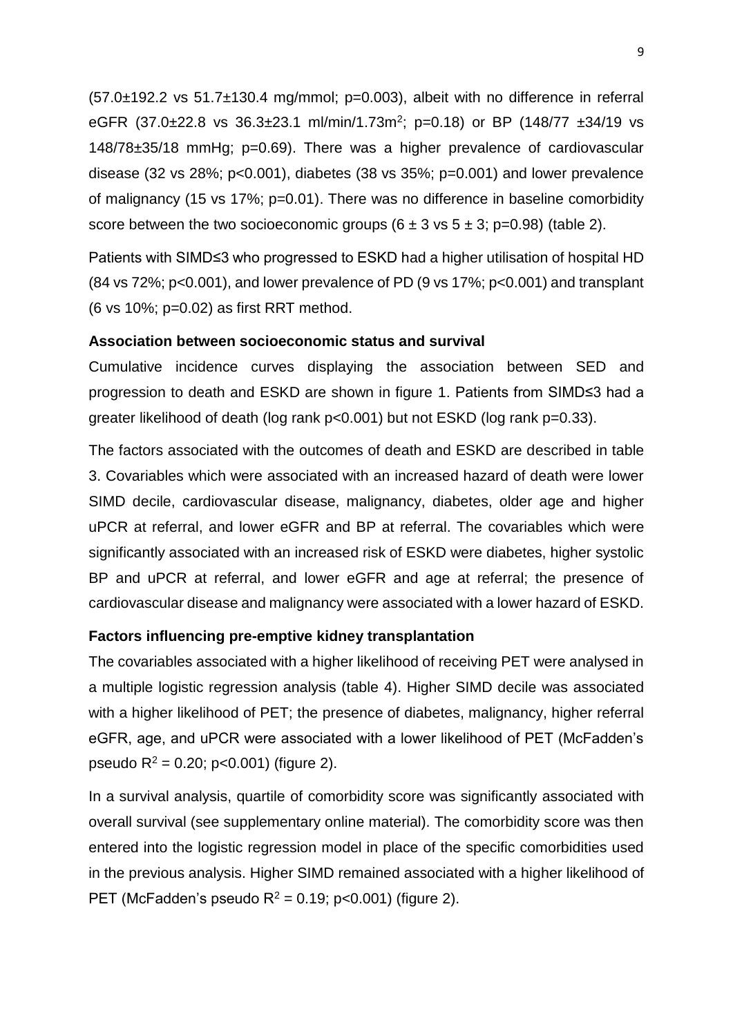(57.0±192.2 vs 51.7±130.4 mg/mmol; p=0.003), albeit with no difference in referral eGFR (37.0±22.8 vs 36.3±23.1 ml/min/1.73m$^2$; p=0.18) or BP (148/77 ±34/19 vs 148/78±35/18 mmHg; p=0.69). There was a higher prevalence of cardiovascular disease (32 vs 28%; p<0.001), diabetes (38 vs 35%; p=0.001) and lower prevalence of malignancy (15 vs 17%; p=0.01). There was no difference in baseline comorbidity score between the two socioeconomic groups (6 ± 3 vs 5 ± 3; p=0.98) (table 2).

Patients with SIMD≤3 who progressed to ESKD had a higher utilisation of hospital HD (84 vs 72%; p<0.001), and lower prevalence of PD (9 vs 17%; p<0.001) and transplant (6 vs 10%; p=0.02) as first RRT method.

**Association between socioeconomic status and survival**

Cumulative incidence curves displaying the association between SED and progression to death and ESKD are shown in figure 1. Patients from SIMD≤3 had a greater likelihood of death (log rank p<0.001) but not ESKD (log rank p=0.33).

The factors associated with the outcomes of death and ESKD are described in table 3. Covariables which were associated with an increased hazard of death were lower SIMD decile, cardiovascular disease, malignancy, diabetes, older age and higher uPCR at referral, and lower eGFR and BP at referral. The covariables which were significantly associated with an increased risk of ESKD were diabetes, higher systolic BP and uPCR at referral, and lower eGFR and age at referral; the presence of cardiovascular disease and malignancy were associated with a lower hazard of ESKD.

**Factors influencing pre-emptive kidney transplantation**

The covariables associated with a higher likelihood of receiving PET were analysed in a multiple logistic regression analysis (table 4). Higher SIMD decile was associated with a higher likelihood of PET; the presence of diabetes, malignancy, higher referral eGFR, age, and uPCR were associated with a lower likelihood of PET (McFadden's pseudo $R^2$ = 0.20; p<0.001) (figure 2).

In a survival analysis, quartile of comorbidity score was significantly associated with overall survival (see supplementary online material). The comorbidity score was then entered into the logistic regression model in place of the specific comorbidities used in the previous analysis. Higher SIMD remained associated with a higher likelihood of PET (McFadden's pseudo $R^2$ = 0.19; p<0.001) (figure 2).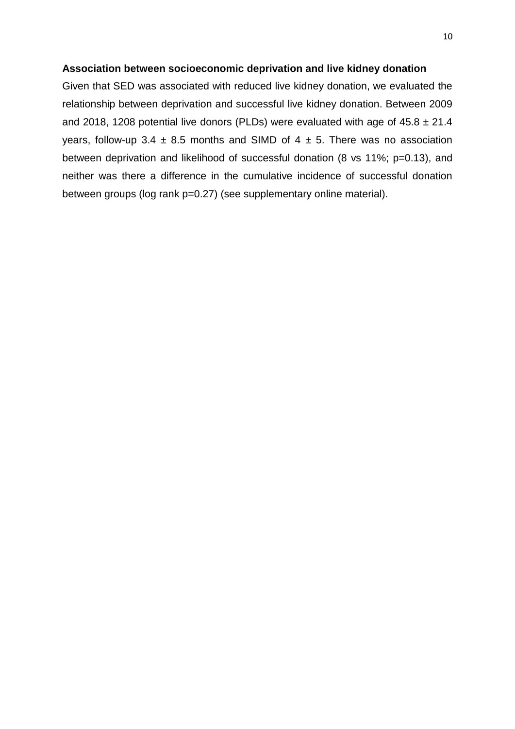**Association between socioeconomic deprivation and live kidney donation**

Given that SED was associated with reduced live kidney donation, we evaluated the relationship between deprivation and successful live kidney donation. Between 2009 and 2018, 1208 potential live donors (PLDs) were evaluated with age of 45.8 ± 21.4 years, follow-up 3.4 ± 8.5 months and SIMD of 4 ± 5. There was no association between deprivation and likelihood of successful donation (8 vs 11%; p=0.13), and neither was there a difference in the cumulative incidence of successful donation between groups (log rank p=0.27) (see supplementary online material).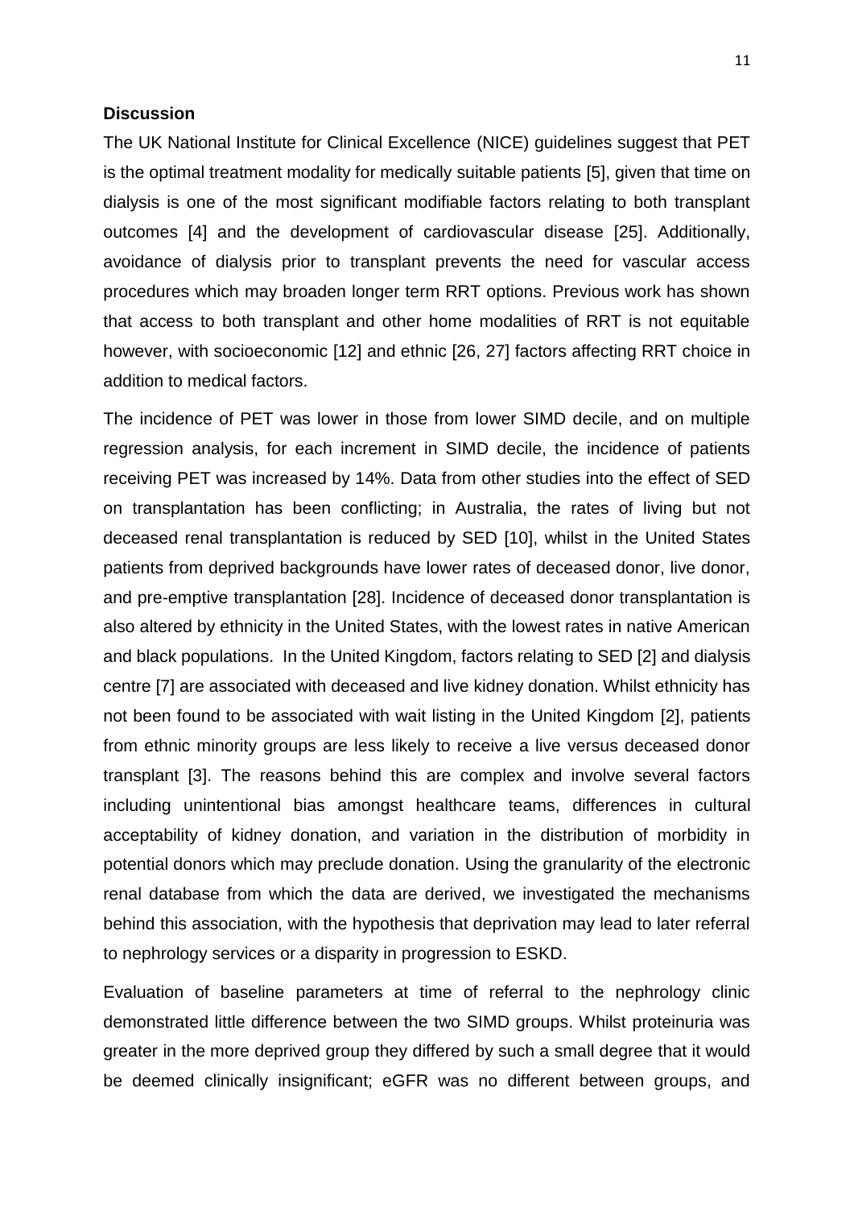**Discussion**

The UK National Institute for Clinical Excellence (NICE) guidelines suggest that PET is the optimal treatment modality for medically suitable patients [5], given that time on dialysis is one of the most significant modifiable factors relating to both transplant outcomes [4] and the development of cardiovascular disease [25]. Additionally, avoidance of dialysis prior to transplant prevents the need for vascular access procedures which may broaden longer term RRT options. Previous work has shown that access to both transplant and other home modalities of RRT is not equitable however, with socioeconomic [12] and ethnic [26, 27] factors affecting RRT choice in addition to medical factors.

The incidence of PET was lower in those from lower SIMD decile, and on multiple regression analysis, for each increment in SIMD decile, the incidence of patients receiving PET was increased by 14%. Data from other studies into the effect of SED on transplantation has been conflicting; in Australia, the rates of living but not deceased renal transplantation is reduced by SED [10], whilst in the United States patients from deprived backgrounds have lower rates of deceased donor, live donor, and pre-emptive transplantation [28]. Incidence of deceased donor transplantation is also altered by ethnicity in the United States, with the lowest rates in native American and black populations. In the United Kingdom, factors relating to SED [2] and dialysis centre [7] are associated with deceased and live kidney donation. Whilst ethnicity has not been found to be associated with wait listing in the United Kingdom [2], patients from ethnic minority groups are less likely to receive a live versus deceased donor transplant [3]. The reasons behind this are complex and involve several factors including unintentional bias amongst healthcare teams, differences in cultural acceptability of kidney donation, and variation in the distribution of morbidity in potential donors which may preclude donation. Using the granularity of the electronic renal database from which the data are derived, we investigated the mechanisms behind this association, with the hypothesis that deprivation may lead to later referral to nephrology services or a disparity in progression to ESKD.

Evaluation of baseline parameters at time of referral to the nephrology clinic demonstrated little difference between the two SIMD groups. Whilst proteinuria was greater in the more deprived group they differed by such a small degree that it would be deemed clinically insignificant; eGFR was no different between groups, and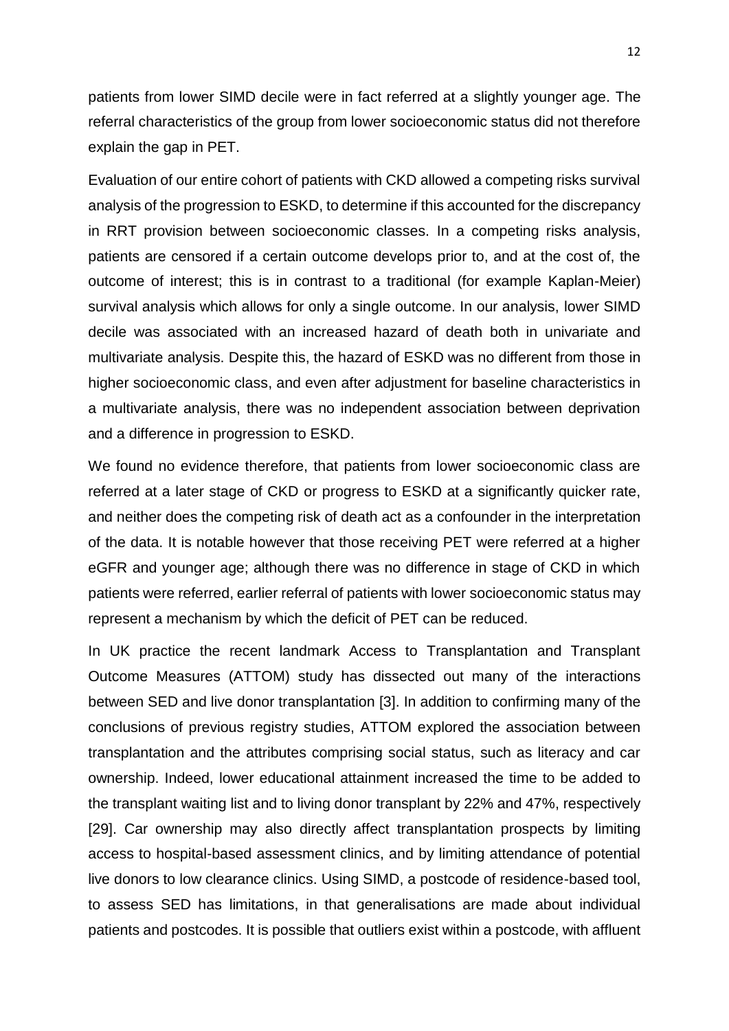patients from lower SIMD decile were in fact referred at a slightly younger age. The referral characteristics of the group from lower socioeconomic status did not therefore explain the gap in PET.

Evaluation of our entire cohort of patients with CKD allowed a competing risks survival analysis of the progression to ESKD, to determine if this accounted for the discrepancy in RRT provision between socioeconomic classes. In a competing risks analysis, patients are censored if a certain outcome develops prior to, and at the cost of, the outcome of interest; this is in contrast to a traditional (for example Kaplan-Meier) survival analysis which allows for only a single outcome. In our analysis, lower SIMD decile was associated with an increased hazard of death both in univariate and multivariate analysis. Despite this, the hazard of ESKD was no different from those in higher socioeconomic class, and even after adjustment for baseline characteristics in a multivariate analysis, there was no independent association between deprivation and a difference in progression to ESKD.

We found no evidence therefore, that patients from lower socioeconomic class are referred at a later stage of CKD or progress to ESKD at a significantly quicker rate, and neither does the competing risk of death act as a confounder in the interpretation of the data. It is notable however that those receiving PET were referred at a higher eGFR and younger age; although there was no difference in stage of CKD in which patients were referred, earlier referral of patients with lower socioeconomic status may represent a mechanism by which the deficit of PET can be reduced.

In UK practice the recent landmark Access to Transplantation and Transplant Outcome Measures (ATTOM) study has dissected out many of the interactions between SED and live donor transplantation [3]. In addition to confirming many of the conclusions of previous registry studies, ATTOM explored the association between transplantation and the attributes comprising social status, such as literacy and car ownership. Indeed, lower educational attainment increased the time to be added to the transplant waiting list and to living donor transplant by 22% and 47%, respectively [29]. Car ownership may also directly affect transplantation prospects by limiting access to hospital-based assessment clinics, and by limiting attendance of potential live donors to low clearance clinics. Using SIMD, a postcode of residence-based tool, to assess SED has limitations, in that generalisations are made about individual patients and postcodes. It is possible that outliers exist within a postcode, with affluent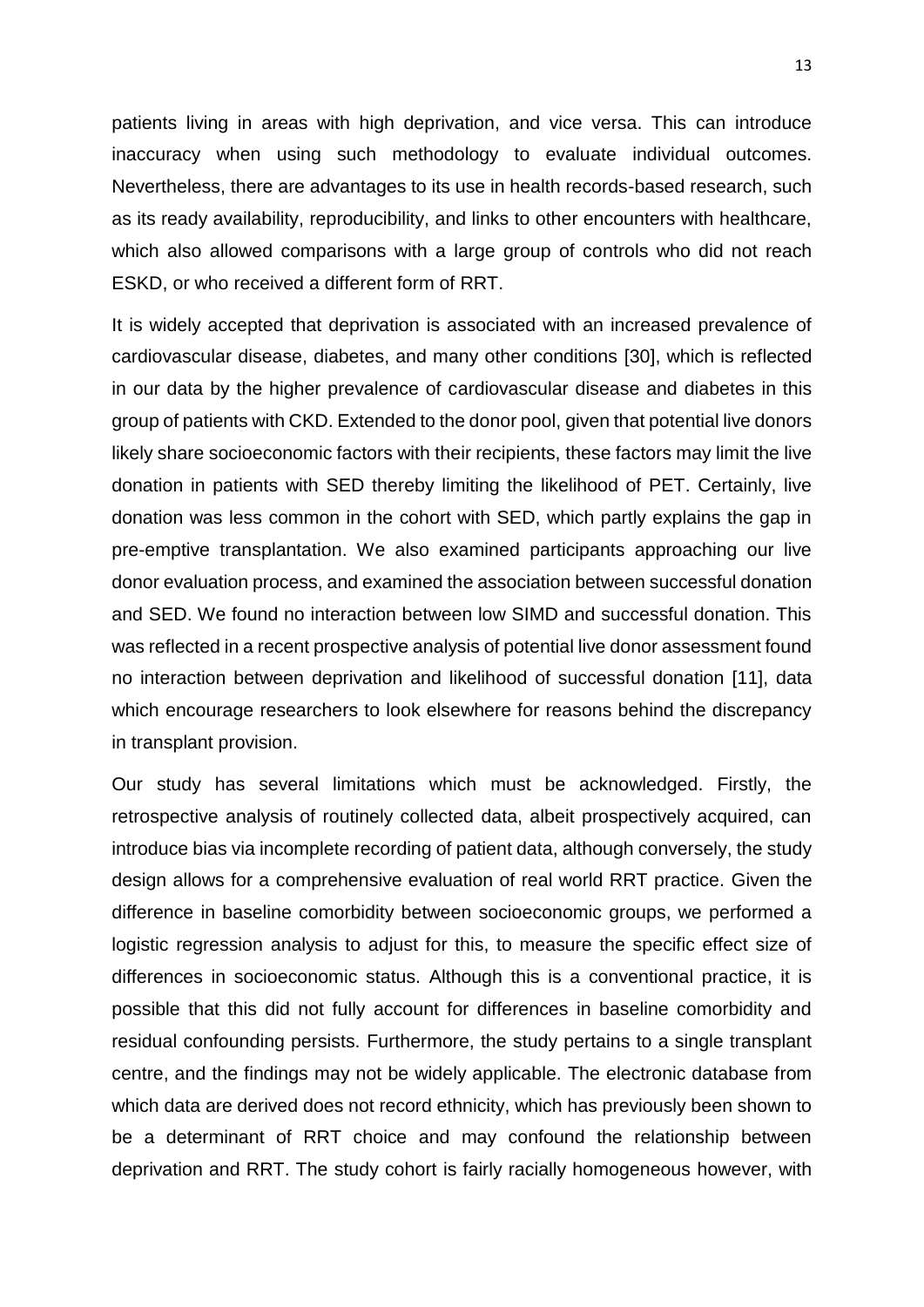patients living in areas with high deprivation, and vice versa. This can introduce inaccuracy when using such methodology to evaluate individual outcomes. Nevertheless, there are advantages to its use in health records-based research, such as its ready availability, reproducibility, and links to other encounters with healthcare, which also allowed comparisons with a large group of controls who did not reach ESKD, or who received a different form of RRT.

It is widely accepted that deprivation is associated with an increased prevalence of cardiovascular disease, diabetes, and many other conditions [30], which is reflected in our data by the higher prevalence of cardiovascular disease and diabetes in this group of patients with CKD. Extended to the donor pool, given that potential live donors likely share socioeconomic factors with their recipients, these factors may limit the live donation in patients with SED thereby limiting the likelihood of PET. Certainly, live donation was less common in the cohort with SED, which partly explains the gap in pre-emptive transplantation. We also examined participants approaching our live donor evaluation process, and examined the association between successful donation and SED. We found no interaction between low SIMD and successful donation. This was reflected in a recent prospective analysis of potential live donor assessment found no interaction between deprivation and likelihood of successful donation [11], data which encourage researchers to look elsewhere for reasons behind the discrepancy in transplant provision.

Our study has several limitations which must be acknowledged. Firstly, the retrospective analysis of routinely collected data, albeit prospectively acquired, can introduce bias via incomplete recording of patient data, although conversely, the study design allows for a comprehensive evaluation of real world RRT practice. Given the difference in baseline comorbidity between socioeconomic groups, we performed a logistic regression analysis to adjust for this, to measure the specific effect size of differences in socioeconomic status. Although this is a conventional practice, it is possible that this did not fully account for differences in baseline comorbidity and residual confounding persists. Furthermore, the study pertains to a single transplant centre, and the findings may not be widely applicable. The electronic database from which data are derived does not record ethnicity, which has previously been shown to be a determinant of RRT choice and may confound the relationship between deprivation and RRT. The study cohort is fairly racially homogeneous however, with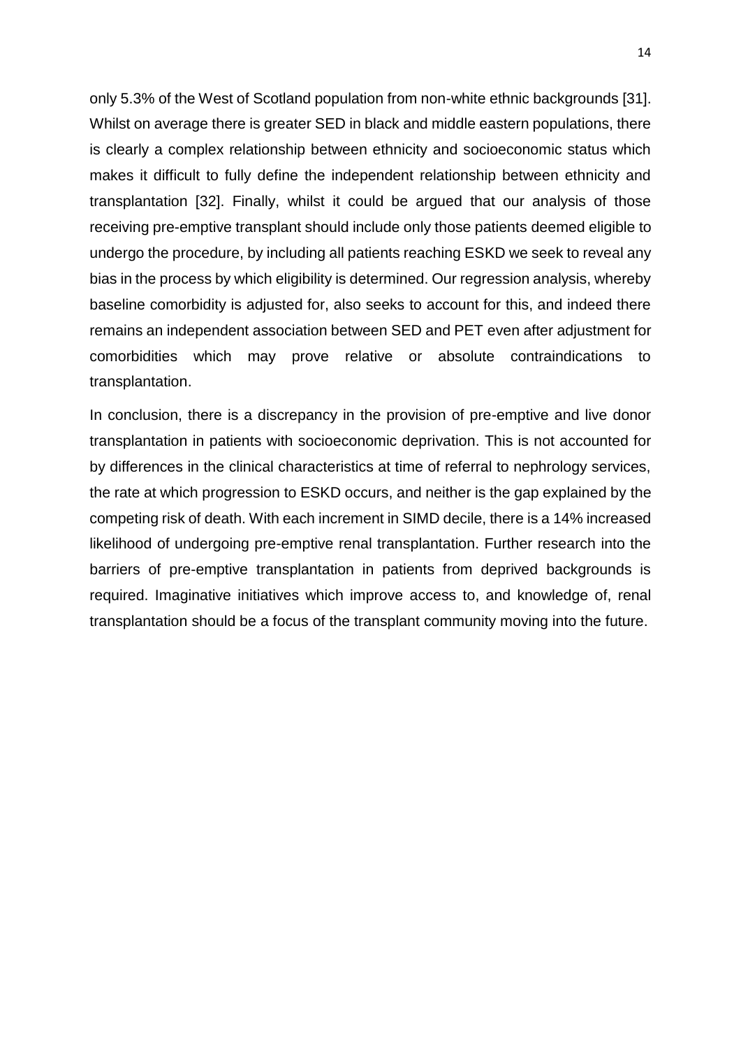only 5.3% of the West of Scotland population from non-white ethnic backgrounds [31]. Whilst on average there is greater SED in black and middle eastern populations, there is clearly a complex relationship between ethnicity and socioeconomic status which makes it difficult to fully define the independent relationship between ethnicity and transplantation [32]. Finally, whilst it could be argued that our analysis of those receiving pre-emptive transplant should include only those patients deemed eligible to undergo the procedure, by including all patients reaching ESKD we seek to reveal any bias in the process by which eligibility is determined. Our regression analysis, whereby baseline comorbidity is adjusted for, also seeks to account for this, and indeed there remains an independent association between SED and PET even after adjustment for comorbidities which may prove relative or absolute contraindications to transplantation.

In conclusion, there is a discrepancy in the provision of pre-emptive and live donor transplantation in patients with socioeconomic deprivation. This is not accounted for by differences in the clinical characteristics at time of referral to nephrology services, the rate at which progression to ESKD occurs, and neither is the gap explained by the competing risk of death. With each increment in SIMD decile, there is a 14% increased likelihood of undergoing pre-emptive renal transplantation. Further research into the barriers of pre-emptive transplantation in patients from deprived backgrounds is required. Imaginative initiatives which improve access to, and knowledge of, renal transplantation should be a focus of the transplant community moving into the future.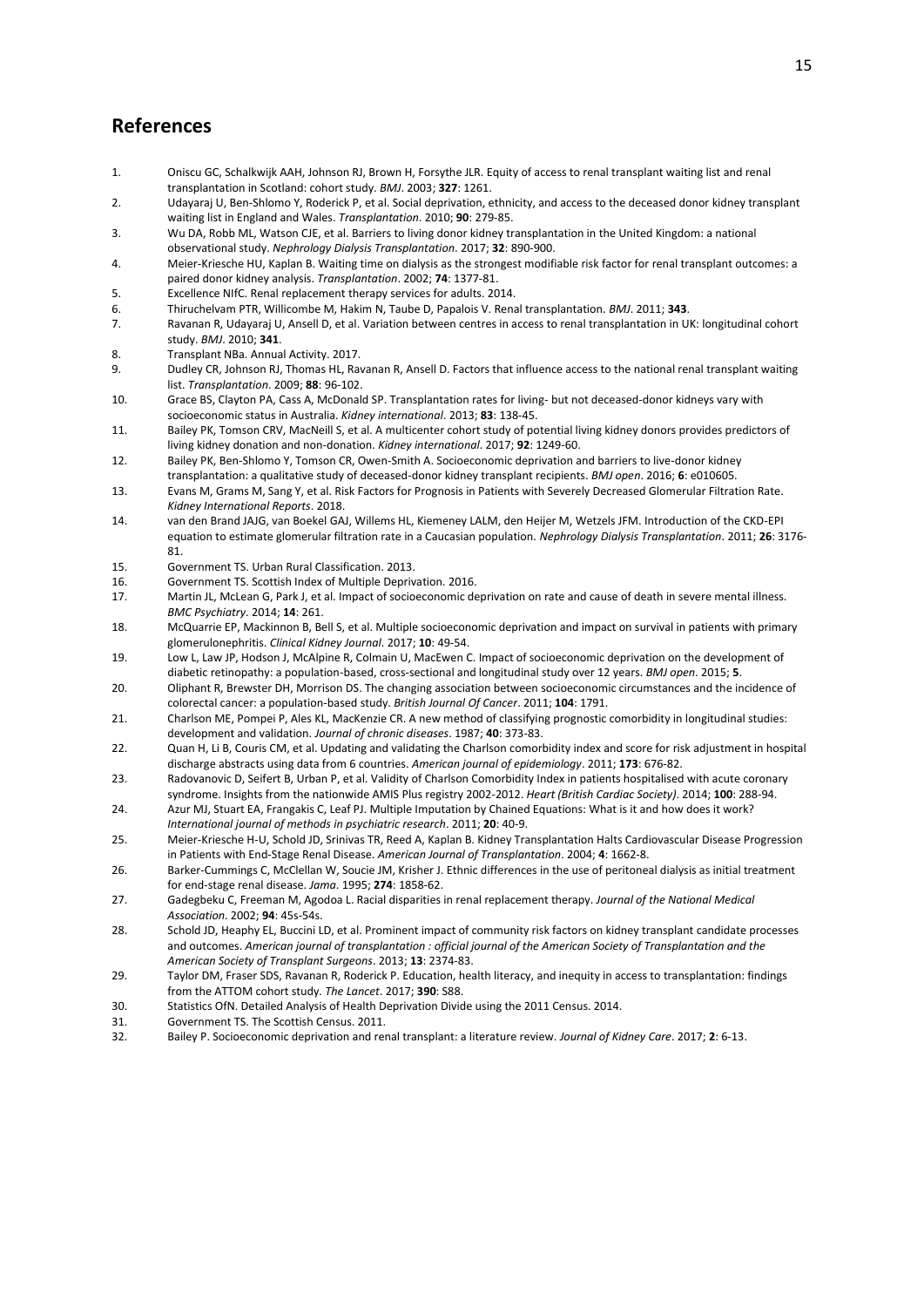## References

1. Oniscu GC, Schalkwijk AAH, Johnson RJ, Brown H, Forsythe JLR. Equity of access to renal transplant waiting list and renal transplantation in Scotland: cohort study. *BMJ*. 2003; **327**: 1261.
2. Udayaraj U, Ben-Shlomo Y, Roderick P, et al. Social deprivation, ethnicity, and access to the deceased donor kidney transplant waiting list in England and Wales. *Transplantation*. 2010; **90**: 279-85.
3. Wu DA, Robb ML, Watson CJE, et al. Barriers to living donor kidney transplantation in the United Kingdom: a national observational study. *Nephrology Dialysis Transplantation*. 2017; **32**: 890-900.
4. Meier-Kriesche HU, Kaplan B. Waiting time on dialysis as the strongest modifiable risk factor for renal transplant outcomes: a paired donor kidney analysis. *Transplantation*. 2002; **74**: 1377-81.
5. Excellence NIfC. Renal replacement therapy services for adults. 2014.
6. Thiruchelvam PTR, Willicombe M, Hakim N, Taube D, Papalois V. Renal transplantation. *BMJ*. 2011; **343**.
7. Ravanan R, Udayaraj U, Ansell D, et al. Variation between centres in access to renal transplantation in UK: longitudinal cohort study. *BMJ*. 2010; **341**.
8. Transplant NBa. Annual Activity. 2017.
9. Dudley CR, Johnson RJ, Thomas HL, Ravanan R, Ansell D. Factors that influence access to the national renal transplant waiting list. *Transplantation*. 2009; **88**: 96-102.
10. Grace BS, Clayton PA, Cass A, McDonald SP. Transplantation rates for living- but not deceased-donor kidneys vary with socioeconomic status in Australia. *Kidney international*. 2013; **83**: 138-45.
11. Bailey PK, Tomson CRV, MacNeill S, et al. A multicenter cohort study of potential living kidney donors provides predictors of living kidney donation and non-donation. *Kidney international*. 2017; **92**: 1249-60.
12. Bailey PK, Ben-Shlomo Y, Tomson CR, Owen-Smith A. Socioeconomic deprivation and barriers to live-donor kidney transplantation: a qualitative study of deceased-donor kidney transplant recipients. *BMJ open*. 2016; **6**: e010605.
13. Evans M, Grams M, Sang Y, et al. Risk Factors for Prognosis in Patients with Severely Decreased Glomerular Filtration Rate. *Kidney International Reports*. 2018.
14. van den Brand JAJG, van Boekel GAJ, Willems HL, Kiemeney LALM, den Heijer M, Wetzels JFM. Introduction of the CKD-EPI equation to estimate glomerular filtration rate in a Caucasian population. *Nephrology Dialysis Transplantation*. 2011; **26**: 3176-81.
15. Government TS. Urban Rural Classification. 2013.
16. Government TS. Scottish Index of Multiple Deprivation. 2016.
17. Martin JL, McLean G, Park J, et al. Impact of socioeconomic deprivation on rate and cause of death in severe mental illness. *BMC Psychiatry*. 2014; **14**: 261.
18. McQuarrie EP, Mackinnon B, Bell S, et al. Multiple socioeconomic deprivation and impact on survival in patients with primary glomerulonephritis. *Clinical Kidney Journal*. 2017; **10**: 49-54.
19. Low L, Law JP, Hodson J, McAlpine R, Colmain U, MacEwen C. Impact of socioeconomic deprivation on the development of diabetic retinopathy: a population-based, cross-sectional and longitudinal study over 12 years. *BMJ open*. 2015; **5**.
20. Oliphant R, Brewster DH, Morrison DS. The changing association between socioeconomic circumstances and the incidence of colorectal cancer: a population-based study. *British Journal Of Cancer*. 2011; **104**: 1791.
21. Charlson ME, Pompei P, Ales KL, MacKenzie CR. A new method of classifying prognostic comorbidity in longitudinal studies: development and validation. *Journal of chronic diseases*. 1987; **40**: 373-83.
22. Quan H, Li B, Couris CM, et al. Updating and validating the Charlson comorbidity index and score for risk adjustment in hospital discharge abstracts using data from 6 countries. *American journal of epidemiology*. 2011; **173**: 676-82.
23. Radovanovic D, Seifert B, Urban P, et al. Validity of Charlson Comorbidity Index in patients hospitalised with acute coronary syndrome. Insights from the nationwide AMIS Plus registry 2002-2012. *Heart (British Cardiac Society)*. 2014; **100**: 288-94.
24. Azur MJ, Stuart EA, Frangakis C, Leaf PJ. Multiple Imputation by Chained Equations: What is it and how does it work? *International journal of methods in psychiatric research*. 2011; **20**: 40-9.
25. Meier-Kriesche H-U, Schold JD, Srinivas TR, Reed A, Kaplan B. Kidney Transplantation Halts Cardiovascular Disease Progression in Patients with End-Stage Renal Disease. *American Journal of Transplantation*. 2004; **4**: 1662-8.
26. Barker-Cummings C, McClellan W, Soucie JM, Krisher J. Ethnic differences in the use of peritoneal dialysis as initial treatment for end-stage renal disease. *Jama*. 1995; **274**: 1858-62.
27. Gadegbeku C, Freeman M, Agodoa L. Racial disparities in renal replacement therapy. *Journal of the National Medical Association*. 2002; **94**: 45s-54s.
28. Schold JD, Heaphy EL, Buccini LD, et al. Prominent impact of community risk factors on kidney transplant candidate processes and outcomes. *American journal of transplantation : official journal of the American Society of Transplantation and the American Society of Transplant Surgeons*. 2013; **13**: 2374-83.
29. Taylor DM, Fraser SDS, Ravanan R, Roderick P. Education, health literacy, and inequity in access to transplantation: findings from the ATTOM cohort study. *The Lancet*. 2017; **390**: S88.
30. Statistics OfN. Detailed Analysis of Health Deprivation Divide using the 2011 Census. 2014.
31. Government TS. The Scottish Census. 2011.
32. Bailey P. Socioeconomic deprivation and renal transplant: a literature review. *Journal of Kidney Care*. 2017; **2**: 6-13.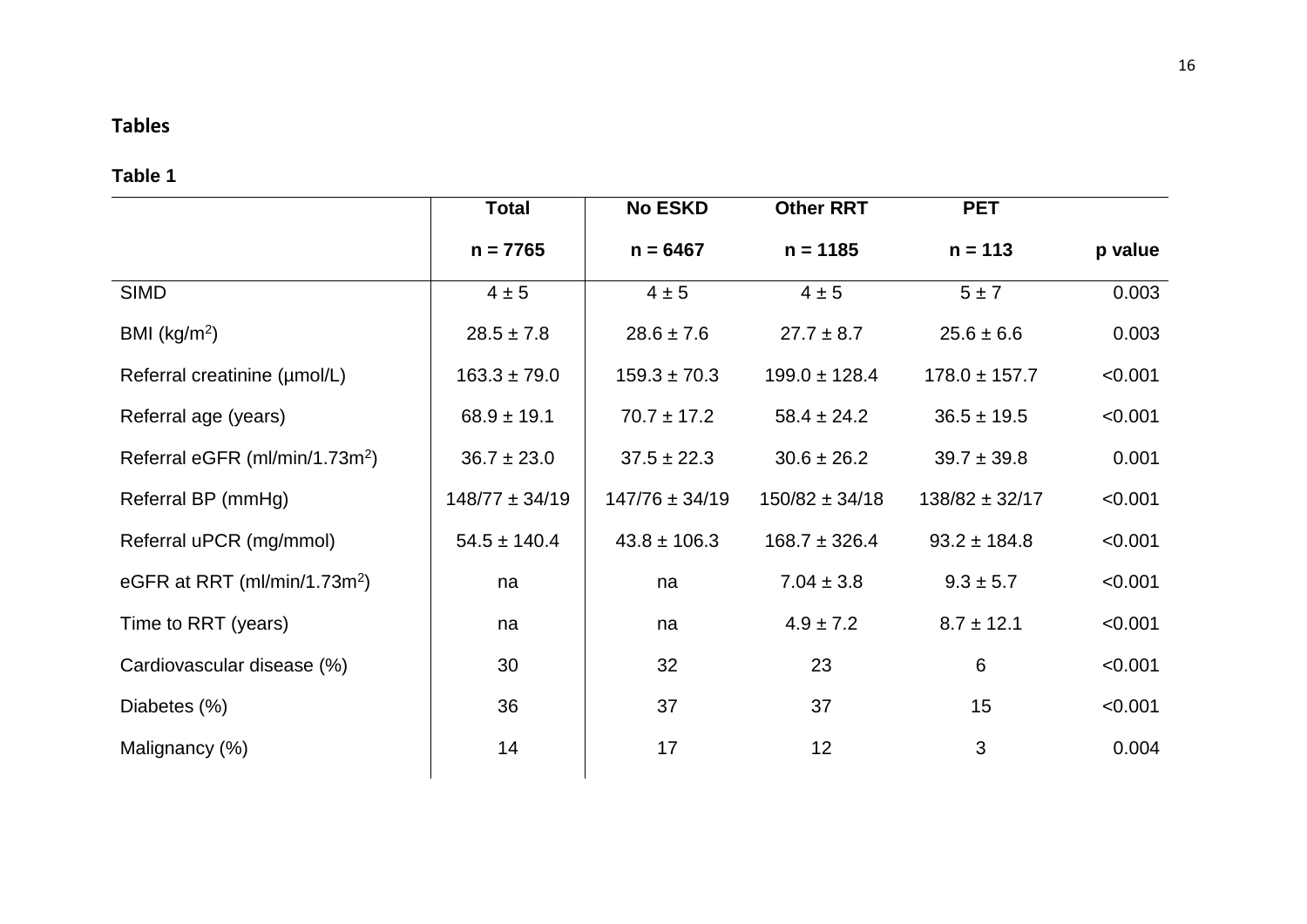## Tables

**Table 1**

| | Total<br>n = 7765 | No ESKD<br>n = 6467 | Other RRT<br>n = 1185 | PET<br>n = 113 | p value |
|---|---|---|---|---|---|
| SIMD | 4 ± 5 | 4 ± 5 | 4 ± 5 | 5 ± 7 | 0.003 |
| BMI ($kg/m^2$) | 28.5 ± 7.8 | 28.6 ± 7.6 | 27.7 ± 8.7 | 25.6 ± 6.6 | 0.003 |
| Referral creatinine (µmol/L) | 163.3 ± 79.0 | 159.3 ± 70.3 | 199.0 ± 128.4 | 178.0 ± 157.7 | <0.001 |
| Referral age (years) | 68.9 ± 19.1 | 70.7 ± 17.2 | 58.4 ± 24.2 | 36.5 ± 19.5 | <0.001 |
| Referral eGFR ($ml/min/1.73m^2$) | 36.7 ± 23.0 | 37.5 ± 22.3 | 30.6 ± 26.2 | 39.7 ± 39.8 | 0.001 |
| Referral BP (mmHg) | 148/77 ± 34/19 | 147/76 ± 34/19 | 150/82 ± 34/18 | 138/82 ± 32/17 | <0.001 |
| Referral uPCR (mg/mmol) | 54.5 ± 140.4 | 43.8 ± 106.3 | 168.7 ± 326.4 | 93.2 ± 184.8 | <0.001 |
| eGFR at RRT ($ml/min/1.73m^2$) | na | na | 7.04 ± 3.8 | 9.3 ± 5.7 | <0.001 |
| Time to RRT (years) | na | na | 4.9 ± 7.2 | 8.7 ± 12.1 | <0.001 |
| Cardiovascular disease (%) | 30 | 32 | 23 | 6 | <0.001 |
| Diabetes (%) | 36 | 37 | 37 | 15 | <0.001 |
| Malignancy (%) | 14 | 17 | 12 | 3 | 0.004 |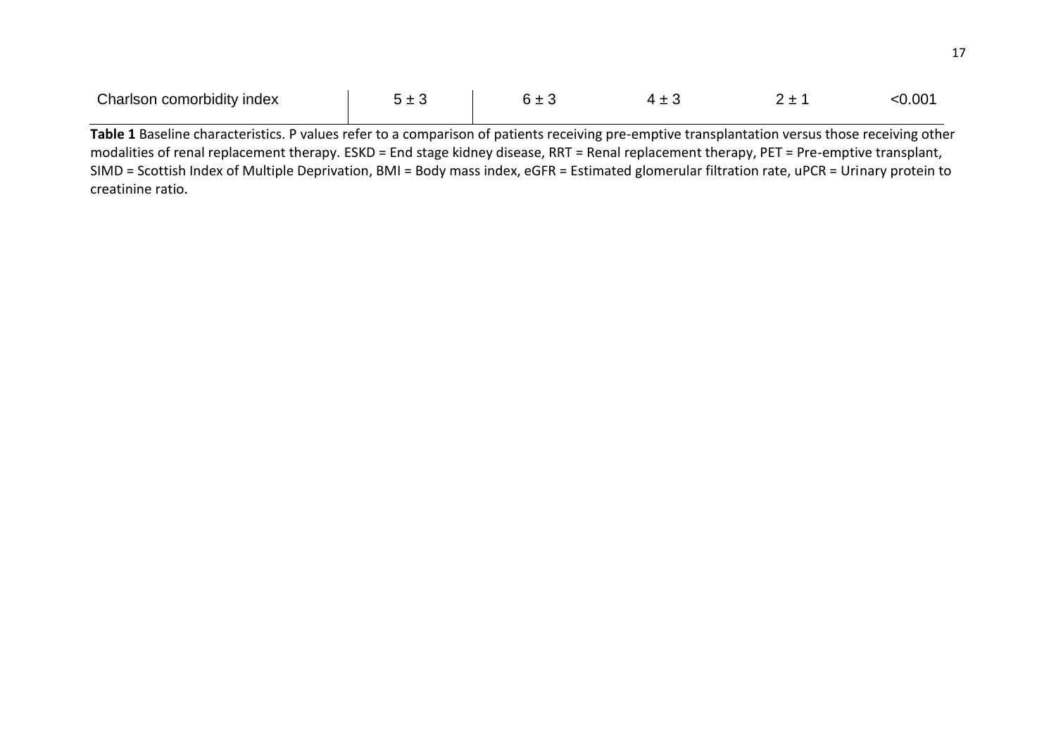| Charlson comorbidity index | 5 ± 3 | 6 ± 3 | 4 ± 3 | 2 ± 1 | <0.001 |
|---|---|---|---|---|---|

**Table 1** Baseline characteristics. P values refer to a comparison of patients receiving pre-emptive transplantation versus those receiving other modalities of renal replacement therapy. ESKD = End stage kidney disease, RRT = Renal replacement therapy, PET = Pre-emptive transplant, SIMD = Scottish Index of Multiple Deprivation, BMI = Body mass index, eGFR = Estimated glomerular filtration rate, uPCR = Urinary protein to creatinine ratio.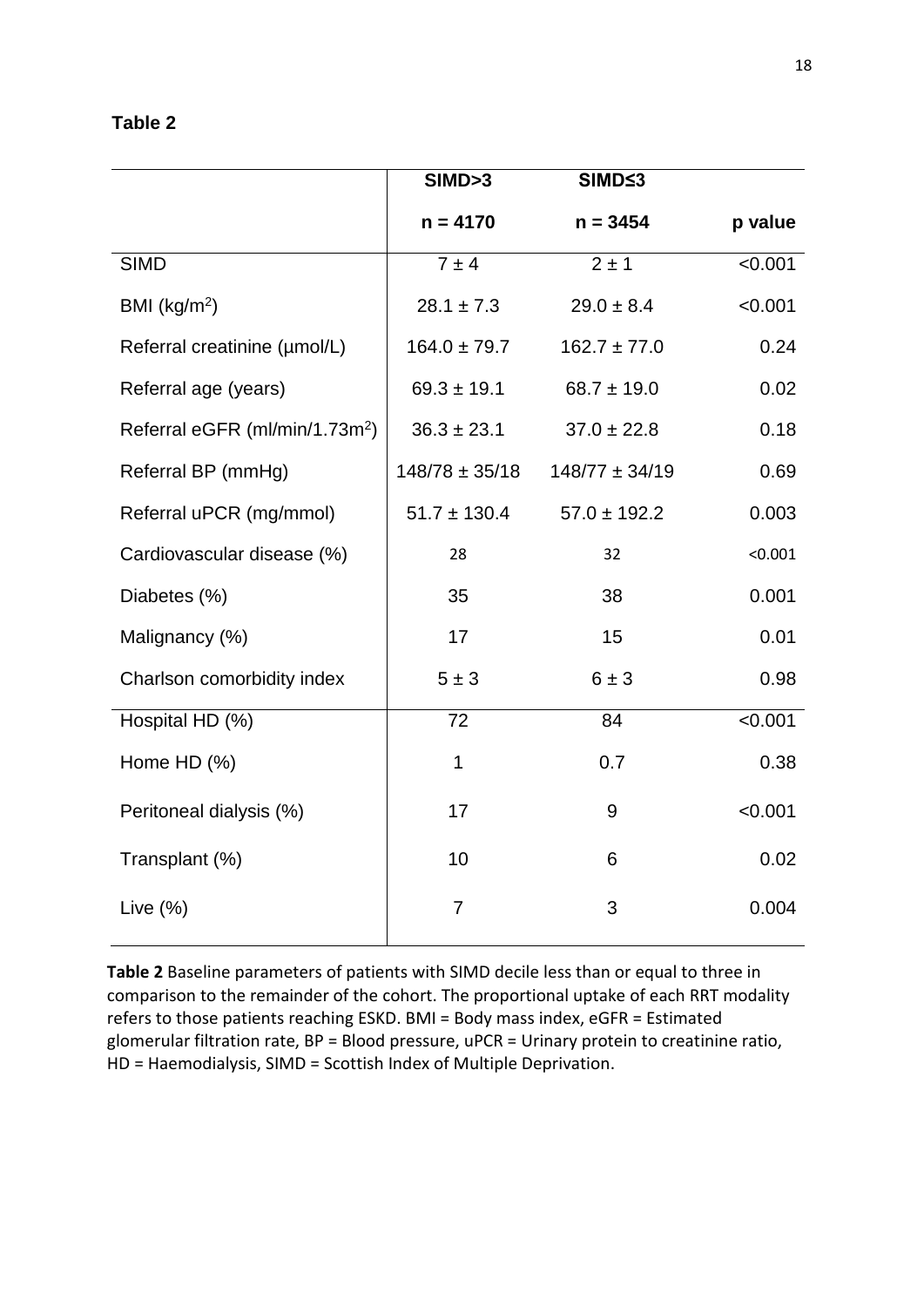**Table 2**

| | SIMD>3 | SIMD≤3 | |
|---|---|---|---|
| | n = 4170 | n = 3454 | p value |
| SIMD | 7 ± 4 | 2 ± 1 | <0.001 |
| BMI (kg/m$^2$) | 28.1 ± 7.3 | 29.0 ± 8.4 | <0.001 |
| Referral creatinine (µmol/L) | 164.0 ± 79.7 | 162.7 ± 77.0 | 0.24 |
| Referral age (years) | 69.3 ± 19.1 | 68.7 ± 19.0 | 0.02 |
| Referral eGFR (ml/min/1.73m$^2$) | 36.3 ± 23.1 | 37.0 ± 22.8 | 0.18 |
| Referral BP (mmHg) | 148/78 ± 35/18 | 148/77 ± 34/19 | 0.69 |
| Referral uPCR (mg/mmol) | 51.7 ± 130.4 | 57.0 ± 192.2 | 0.003 |
| Cardiovascular disease (%) | 28 | 32 | <0.001 |
| Diabetes (%) | 35 | 38 | 0.001 |
| Malignancy (%) | 17 | 15 | 0.01 |
| Charlson comorbidity index | 5 ± 3 | 6 ± 3 | 0.98 |
| Hospital HD (%) | 72 | 84 | <0.001 |
| Home HD (%) | 1 | 0.7 | 0.38 |
| Peritoneal dialysis (%) | 17 | 9 | <0.001 |
| Transplant (%) | 10 | 6 | 0.02 |
| Live (%) | 7 | 3 | 0.004 |

**Table 2** Baseline parameters of patients with SIMD decile less than or equal to three in comparison to the remainder of the cohort. The proportional uptake of each RRT modality refers to those patients reaching ESKD. BMI = Body mass index, eGFR = Estimated glomerular filtration rate, BP = Blood pressure, uPCR = Urinary protein to creatinine ratio, HD = Haemodialysis, SIMD = Scottish Index of Multiple Deprivation.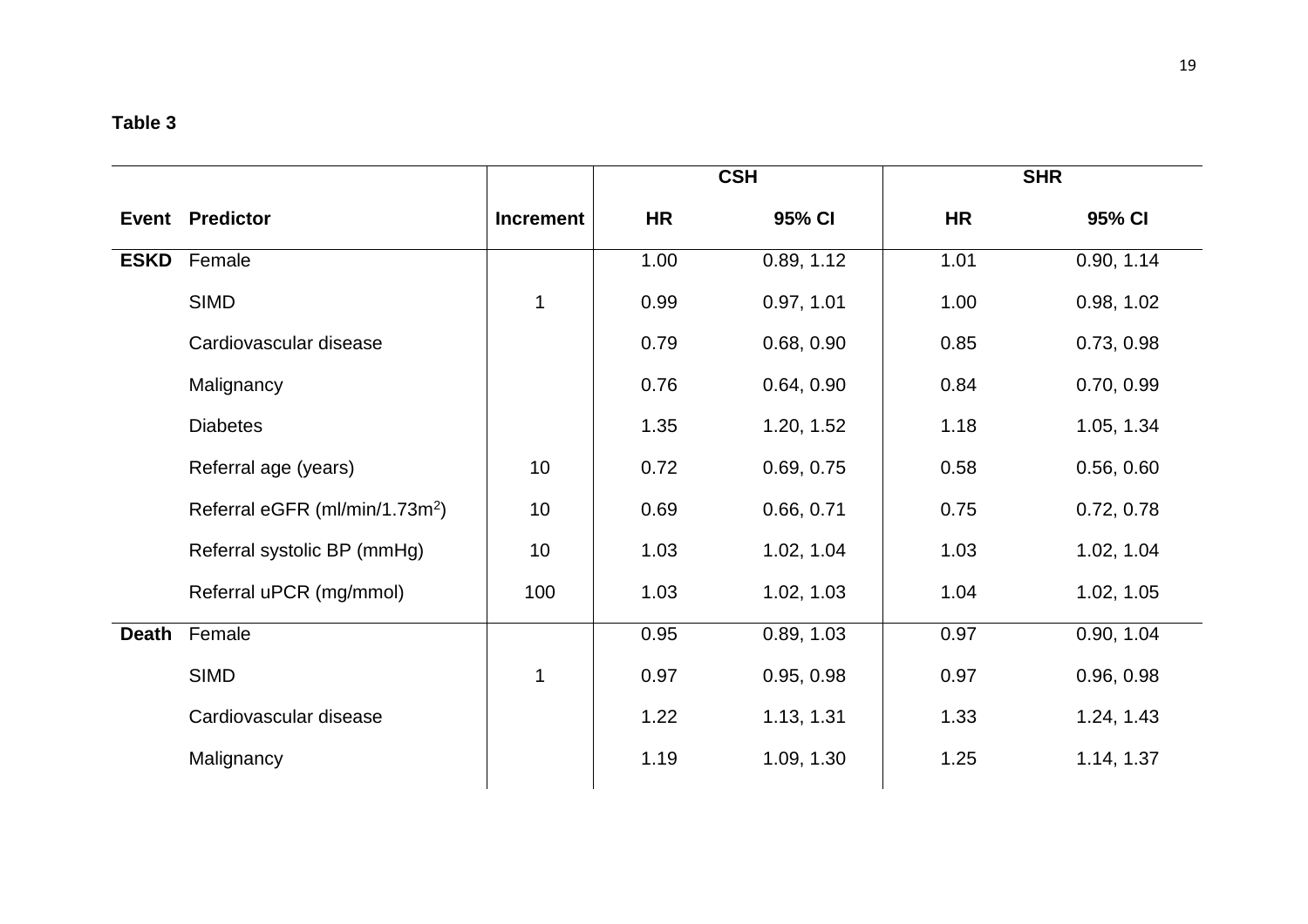**Table 3**

| | | | CSH | | SHR | |
|---|---|---|---|---|---|---|
| **Event** | **Predictor** | **Increment** | **HR** | **95% CI** | **HR** | **95% CI** |
| **ESKD** | Female | | 1.00 | 0.89, 1.12 | 1.01 | 0.90, 1.14 |
| | SIMD | 1 | 0.99 | 0.97, 1.01 | 1.00 | 0.98, 1.02 |
| | Cardiovascular disease | | 0.79 | 0.68, 0.90 | 0.85 | 0.73, 0.98 |
| | Malignancy | | 0.76 | 0.64, 0.90 | 0.84 | 0.70, 0.99 |
| | Diabetes | | 1.35 | 1.20, 1.52 | 1.18 | 1.05, 1.34 |
| | Referral age (years) | 10 | 0.72 | 0.69, 0.75 | 0.58 | 0.56, 0.60 |
| | Referral eGFR (ml/min/1.73m$^2$) | 10 | 0.69 | 0.66, 0.71 | 0.75 | 0.72, 0.78 |
| | Referral systolic BP (mmHg) | 10 | 1.03 | 1.02, 1.04 | 1.03 | 1.02, 1.04 |
| | Referral uPCR (mg/mmol) | 100 | 1.03 | 1.02, 1.03 | 1.04 | 1.02, 1.05 |
| **Death** | Female | | 0.95 | 0.89, 1.03 | 0.97 | 0.90, 1.04 |
| | SIMD | 1 | 0.97 | 0.95, 0.98 | 0.97 | 0.96, 0.98 |
| | Cardiovascular disease | | 1.22 | 1.13, 1.31 | 1.33 | 1.24, 1.43 |
| | Malignancy | | 1.19 | 1.09, 1.30 | 1.25 | 1.14, 1.37 |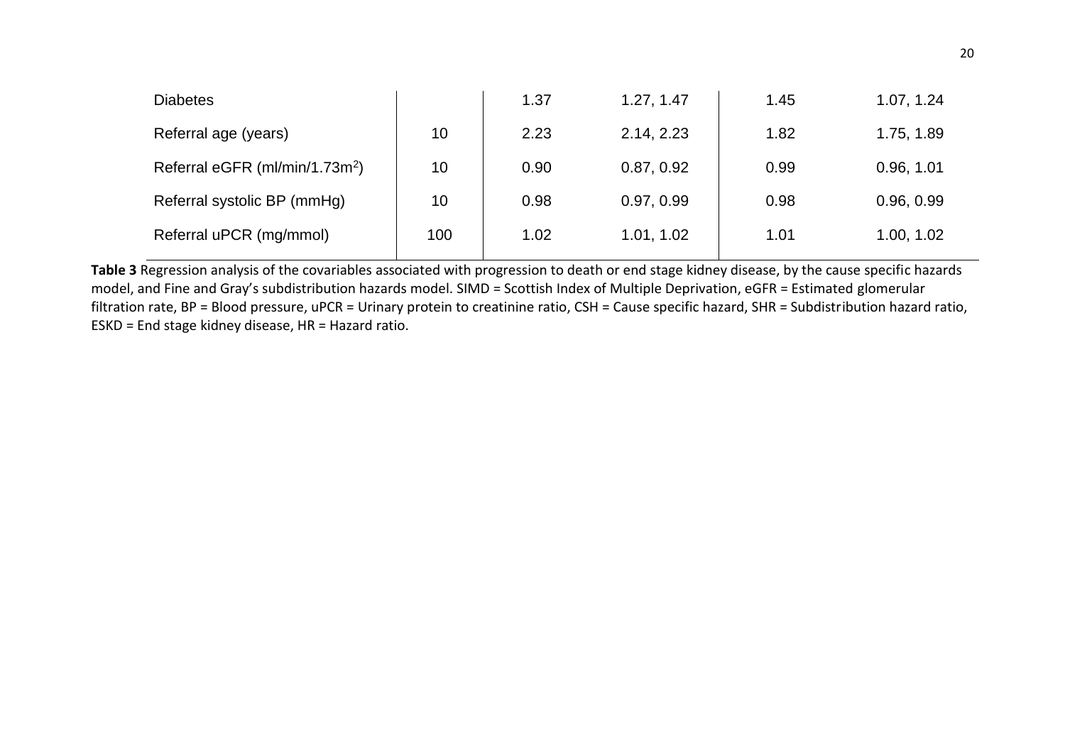|  |  |  |  |  |  |
|---|---|---|---|---|---|
| Diabetes |  | 1.37 | 1.27, 1.47 | 1.45 | 1.07, 1.24 |
| Referral age (years) | 10 | 2.23 | 2.14, 2.23 | 1.82 | 1.75, 1.89 |
| Referral eGFR (ml/min/1.73m$^2$) | 10 | 0.90 | 0.87, 0.92 | 0.99 | 0.96, 1.01 |
| Referral systolic BP (mmHg) | 10 | 0.98 | 0.97, 0.99 | 0.98 | 0.96, 0.99 |
| Referral uPCR (mg/mmol) | 100 | 1.02 | 1.01, 1.02 | 1.01 | 1.00, 1.02 |

**Table 3** Regression analysis of the covariables associated with progression to death or end stage kidney disease, by the cause specific hazards model, and Fine and Gray's subdistribution hazards model. SIMD = Scottish Index of Multiple Deprivation, eGFR = Estimated glomerular filtration rate, BP = Blood pressure, uPCR = Urinary protein to creatinine ratio, CSH = Cause specific hazard, SHR = Subdistribution hazard ratio, ESKD = End stage kidney disease, HR = Hazard ratio.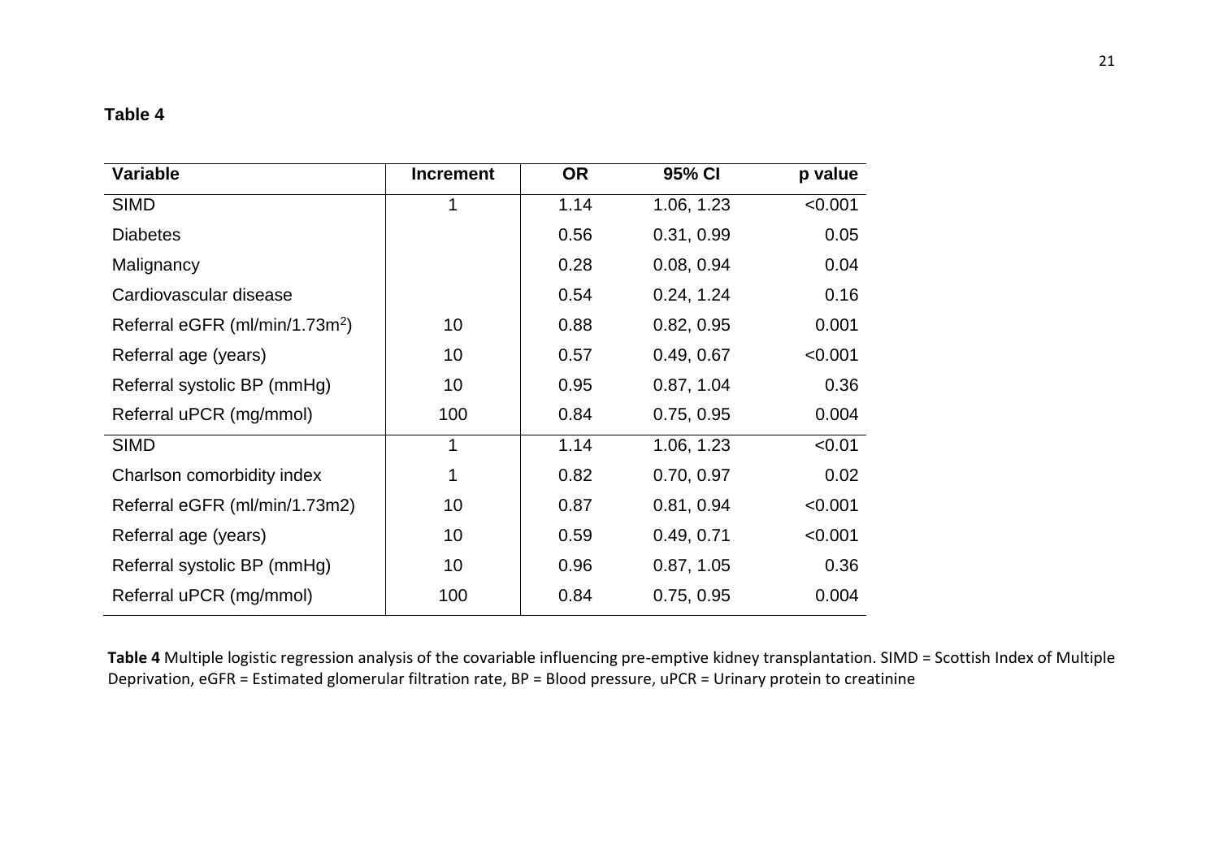**Table 4**

| Variable | Increment | OR | 95% CI | p value |
|---|---|---|---|---|
| SIMD | 1 | 1.14 | 1.06, 1.23 | <0.001 |
| Diabetes | | 0.56 | 0.31, 0.99 | 0.05 |
| Malignancy | | 0.28 | 0.08, 0.94 | 0.04 |
| Cardiovascular disease | | 0.54 | 0.24, 1.24 | 0.16 |
| Referral eGFR (ml/min/1.73m$^2$) | 10 | 0.88 | 0.82, 0.95 | 0.001 |
| Referral age (years) | 10 | 0.57 | 0.49, 0.67 | <0.001 |
| Referral systolic BP (mmHg) | 10 | 0.95 | 0.87, 1.04 | 0.36 |
| Referral uPCR (mg/mmol) | 100 | 0.84 | 0.75, 0.95 | 0.004 |
| SIMD | 1 | 1.14 | 1.06, 1.23 | <0.01 |
| Charlson comorbidity index | 1 | 0.82 | 0.70, 0.97 | 0.02 |
| Referral eGFR (ml/min/1.73m2) | 10 | 0.87 | 0.81, 0.94 | <0.001 |
| Referral age (years) | 10 | 0.59 | 0.49, 0.71 | <0.001 |
| Referral systolic BP (mmHg) | 10 | 0.96 | 0.87, 1.05 | 0.36 |
| Referral uPCR (mg/mmol) | 100 | 0.84 | 0.75, 0.95 | 0.004 |

**Table 4** Multiple logistic regression analysis of the covariable influencing pre-emptive kidney transplantation. SIMD = Scottish Index of Multiple Deprivation, eGFR = Estimated glomerular filtration rate, BP = Blood pressure, uPCR = Urinary protein to creatinine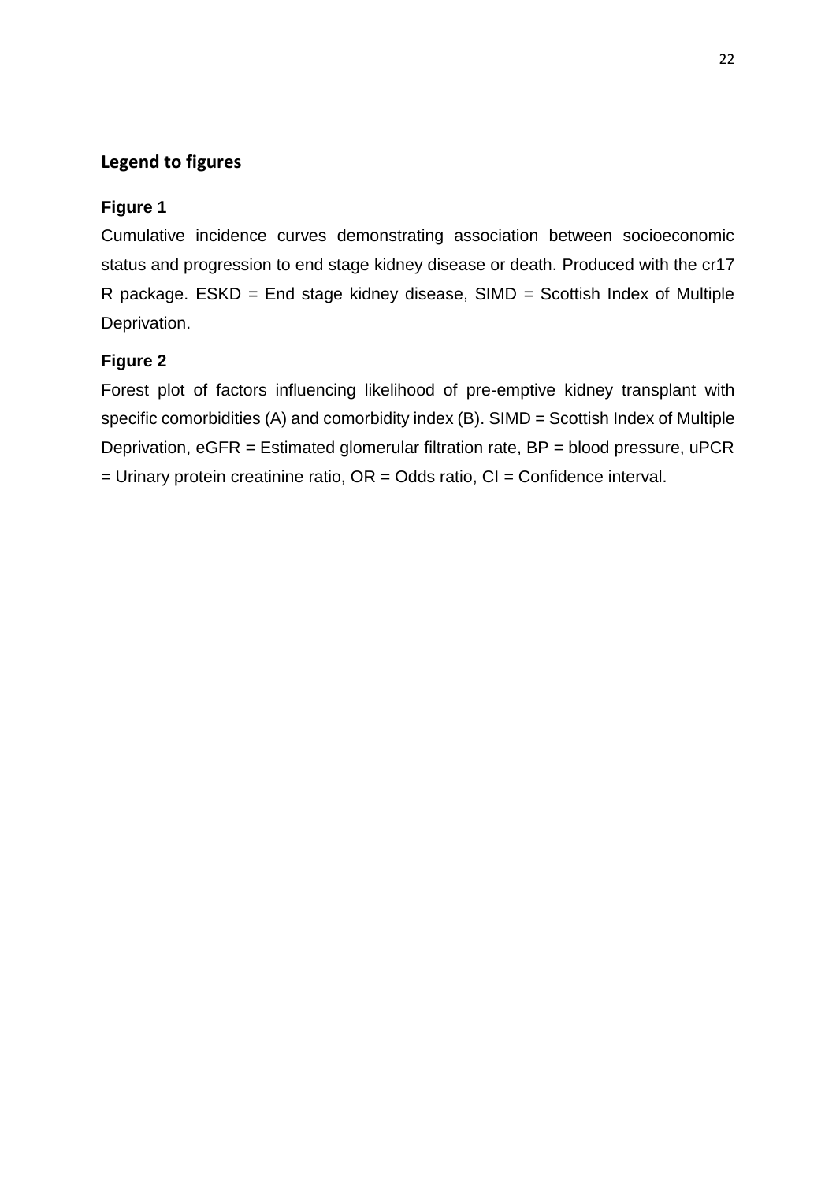## Legend to figures

### Figure 1

Cumulative incidence curves demonstrating association between socioeconomic status and progression to end stage kidney disease or death. Produced with the cr17 R package. ESKD = End stage kidney disease, SIMD = Scottish Index of Multiple Deprivation.

### Figure 2

Forest plot of factors influencing likelihood of pre-emptive kidney transplant with specific comorbidities (A) and comorbidity index (B). SIMD = Scottish Index of Multiple Deprivation, eGFR = Estimated glomerular filtration rate, BP = blood pressure, uPCR = Urinary protein creatinine ratio, OR = Odds ratio, CI = Confidence interval.